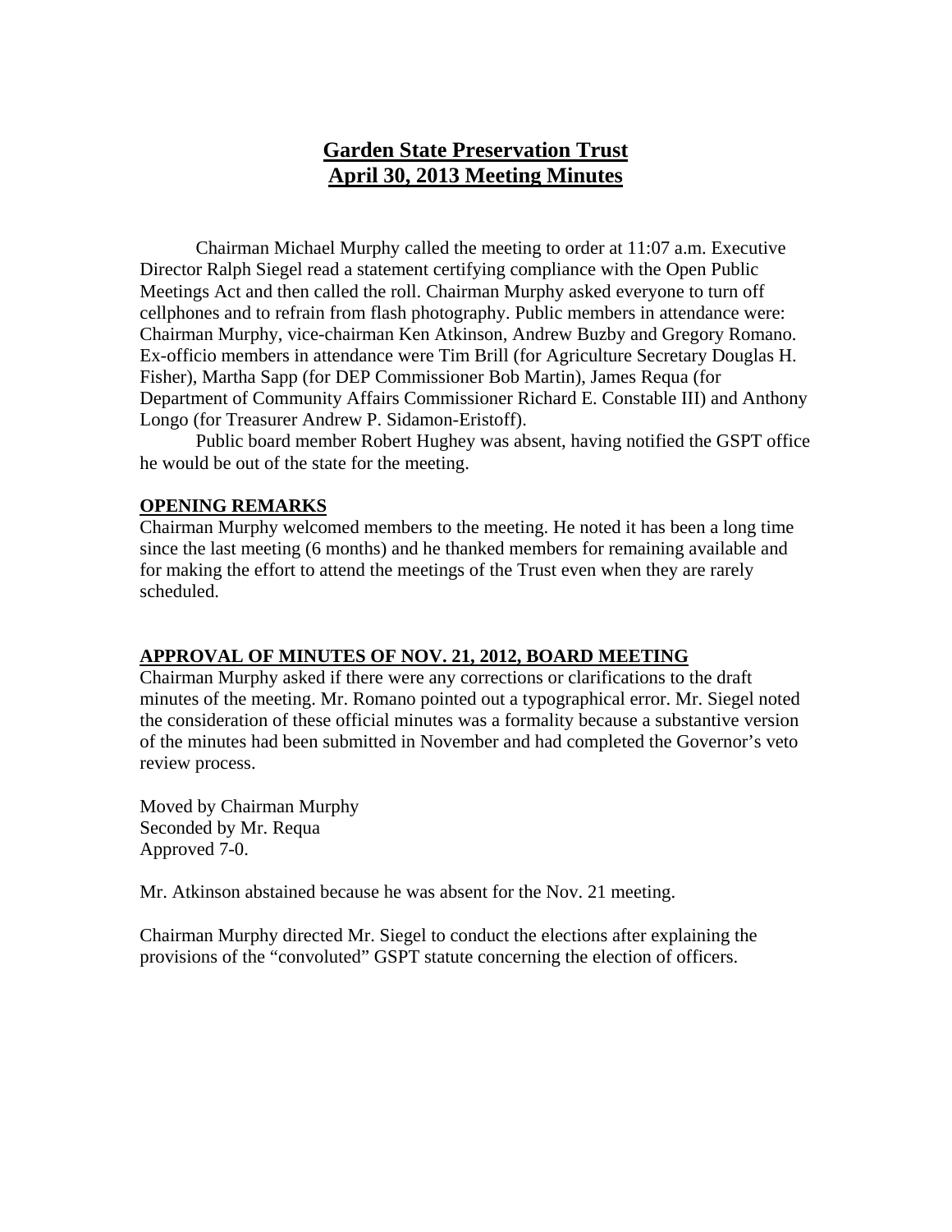# Garden State Preservation Trust
# April 30, 2013 Meeting Minutes

Chairman Michael Murphy called the meeting to order at 11:07 a.m. Executive Director Ralph Siegel read a statement certifying compliance with the Open Public Meetings Act and then called the roll. Chairman Murphy asked everyone to turn off cellphones and to refrain from flash photography. Public members in attendance were: Chairman Murphy, vice-chairman Ken Atkinson, Andrew Buzby and Gregory Romano. Ex-officio members in attendance were Tim Brill (for Agriculture Secretary Douglas H. Fisher), Martha Sapp (for DEP Commissioner Bob Martin), James Requa (for Department of Community Affairs Commissioner Richard E. Constable III) and Anthony Longo (for Treasurer Andrew P. Sidamon-Eristoff).

Public board member Robert Hughey was absent, having notified the GSPT office he would be out of the state for the meeting.

## OPENING REMARKS

Chairman Murphy welcomed members to the meeting. He noted it has been a long time since the last meeting (6 months) and he thanked members for remaining available and for making the effort to attend the meetings of the Trust even when they are rarely scheduled.

## APPROVAL OF MINUTES OF NOV. 21, 2012, BOARD MEETING

Chairman Murphy asked if there were any corrections or clarifications to the draft minutes of the meeting. Mr. Romano pointed out a typographical error. Mr. Siegel noted the consideration of these official minutes was a formality because a substantive version of the minutes had been submitted in November and had completed the Governor's veto review process.

Moved by Chairman Murphy
Seconded by Mr. Requa
Approved 7-0.

Mr. Atkinson abstained because he was absent for the Nov. 21 meeting.

Chairman Murphy directed Mr. Siegel to conduct the elections after explaining the provisions of the "convoluted" GSPT statute concerning the election of officers.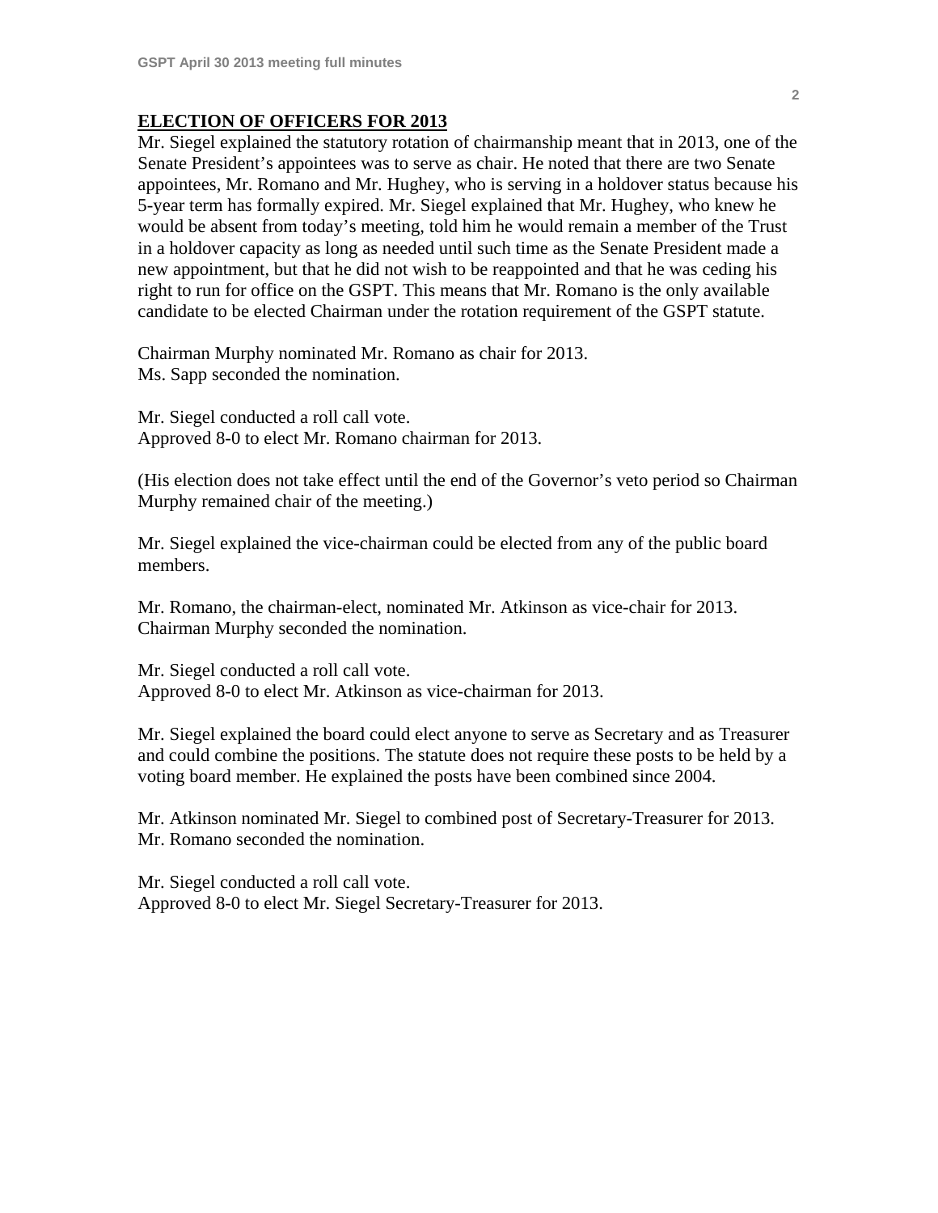## ELECTION OF OFFICERS FOR 2013

Mr. Siegel explained the statutory rotation of chairmanship meant that in 2013, one of the Senate President's appointees was to serve as chair. He noted that there are two Senate appointees, Mr. Romano and Mr. Hughey, who is serving in a holdover status because his 5-year term has formally expired. Mr. Siegel explained that Mr. Hughey, who knew he would be absent from today's meeting, told him he would remain a member of the Trust in a holdover capacity as long as needed until such time as the Senate President made a new appointment, but that he did not wish to be reappointed and that he was ceding his right to run for office on the GSPT. This means that Mr. Romano is the only available candidate to be elected Chairman under the rotation requirement of the GSPT statute.

Chairman Murphy nominated Mr. Romano as chair for 2013.
Ms. Sapp seconded the nomination.

Mr. Siegel conducted a roll call vote.
Approved 8-0 to elect Mr. Romano chairman for 2013.

(His election does not take effect until the end of the Governor's veto period so Chairman Murphy remained chair of the meeting.)

Mr. Siegel explained the vice-chairman could be elected from any of the public board members.

Mr. Romano, the chairman-elect, nominated Mr. Atkinson as vice-chair for 2013.
Chairman Murphy seconded the nomination.

Mr. Siegel conducted a roll call vote.
Approved 8-0 to elect Mr. Atkinson as vice-chairman for 2013.

Mr. Siegel explained the board could elect anyone to serve as Secretary and as Treasurer and could combine the positions. The statute does not require these posts to be held by a voting board member. He explained the posts have been combined since 2004.

Mr. Atkinson nominated Mr. Siegel to combined post of Secretary-Treasurer for 2013.
Mr. Romano seconded the nomination.

Mr. Siegel conducted a roll call vote.
Approved 8-0 to elect Mr. Siegel Secretary-Treasurer for 2013.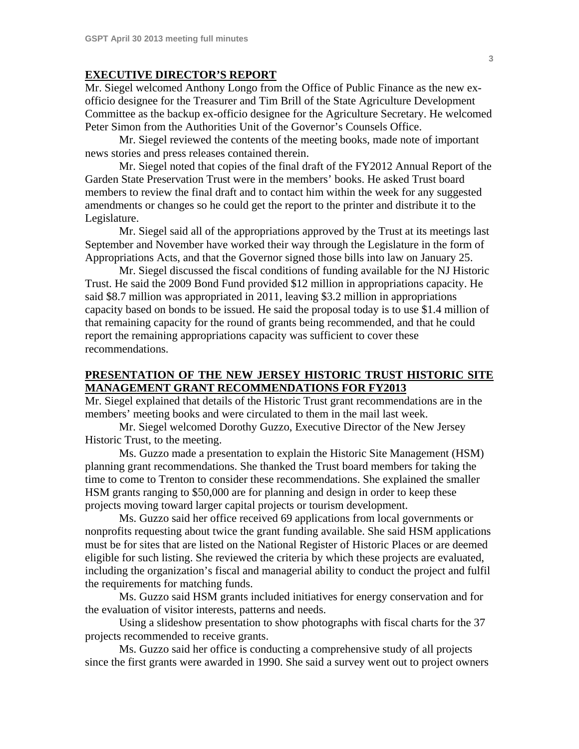## EXECUTIVE DIRECTOR'S REPORT

Mr. Siegel welcomed Anthony Longo from the Office of Public Finance as the new ex-officio designee for the Treasurer and Tim Brill of the State Agriculture Development Committee as the backup ex-officio designee for the Agriculture Secretary. He welcomed Peter Simon from the Authorities Unit of the Governor's Counsels Office.

Mr. Siegel reviewed the contents of the meeting books, made note of important news stories and press releases contained therein.

Mr. Siegel noted that copies of the final draft of the FY2012 Annual Report of the Garden State Preservation Trust were in the members' books. He asked Trust board members to review the final draft and to contact him within the week for any suggested amendments or changes so he could get the report to the printer and distribute it to the Legislature.

Mr. Siegel said all of the appropriations approved by the Trust at its meetings last September and November have worked their way through the Legislature in the form of Appropriations Acts, and that the Governor signed those bills into law on January 25.

Mr. Siegel discussed the fiscal conditions of funding available for the NJ Historic Trust. He said the 2009 Bond Fund provided $12 million in appropriations capacity. He said $8.7 million was appropriated in 2011, leaving $3.2 million in appropriations capacity based on bonds to be issued. He said the proposal today is to use $1.4 million of that remaining capacity for the round of grants being recommended, and that he could report the remaining appropriations capacity was sufficient to cover these recommendations.

## PRESENTATION OF THE NEW JERSEY HISTORIC TRUST HISTORIC SITE MANAGEMENT GRANT RECOMMENDATIONS FOR FY2013

Mr. Siegel explained that details of the Historic Trust grant recommendations are in the members' meeting books and were circulated to them in the mail last week.

Mr. Siegel welcomed Dorothy Guzzo, Executive Director of the New Jersey Historic Trust, to the meeting.

Ms. Guzzo made a presentation to explain the Historic Site Management (HSM) planning grant recommendations. She thanked the Trust board members for taking the time to come to Trenton to consider these recommendations. She explained the smaller HSM grants ranging to $50,000 are for planning and design in order to keep these projects moving toward larger capital projects or tourism development.

Ms. Guzzo said her office received 69 applications from local governments or nonprofits requesting about twice the grant funding available. She said HSM applications must be for sites that are listed on the National Register of Historic Places or are deemed eligible for such listing. She reviewed the criteria by which these projects are evaluated, including the organization's fiscal and managerial ability to conduct the project and fulfil the requirements for matching funds.

Ms. Guzzo said HSM grants included initiatives for energy conservation and for the evaluation of visitor interests, patterns and needs.

Using a slideshow presentation to show photographs with fiscal charts for the 37 projects recommended to receive grants.

Ms. Guzzo said her office is conducting a comprehensive study of all projects since the first grants were awarded in 1990. She said a survey went out to project owners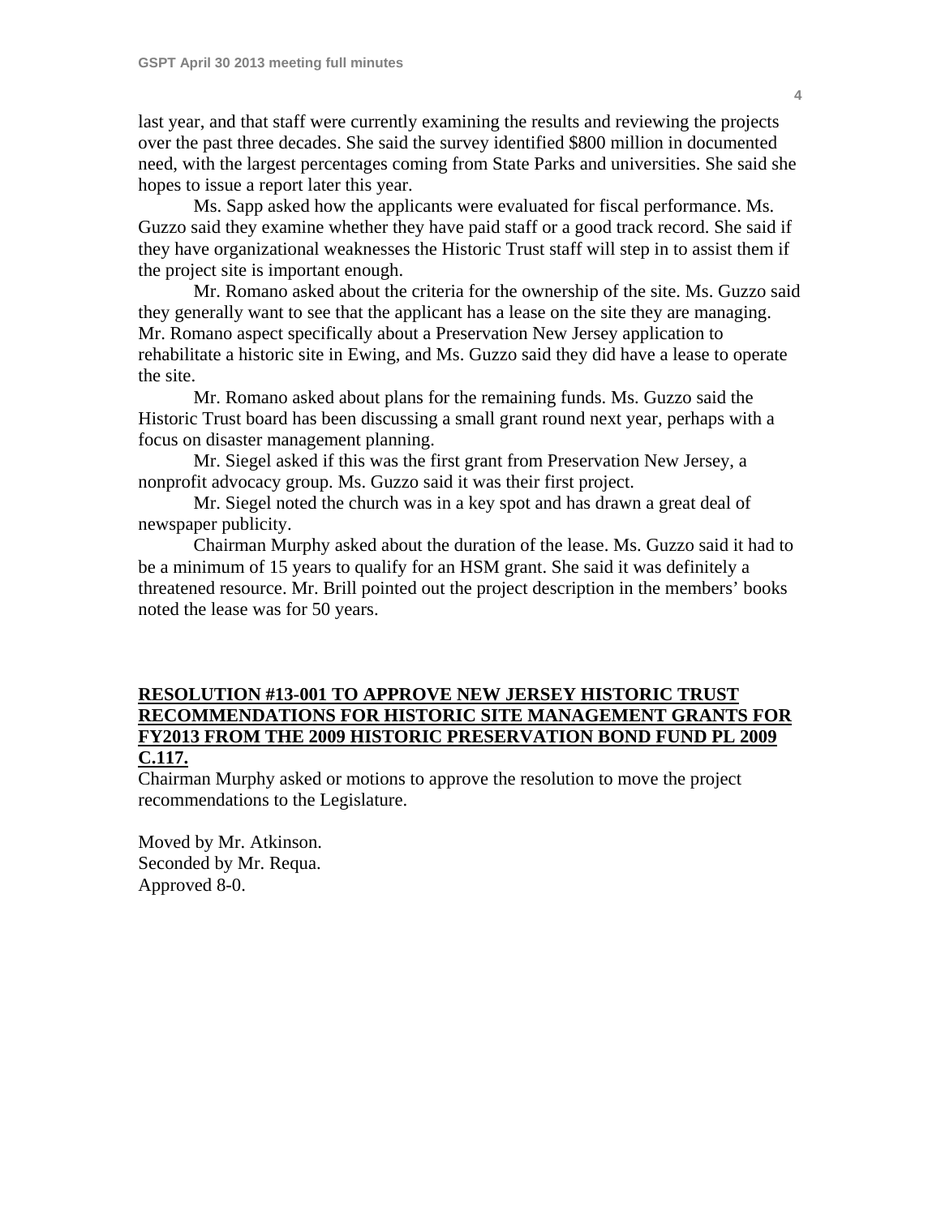last year, and that staff were currently examining the results and reviewing the projects over the past three decades. She said the survey identified $800 million in documented need, with the largest percentages coming from State Parks and universities. She said she hopes to issue a report later this year.

Ms. Sapp asked how the applicants were evaluated for fiscal performance. Ms. Guzzo said they examine whether they have paid staff or a good track record. She said if they have organizational weaknesses the Historic Trust staff will step in to assist them if the project site is important enough.

Mr. Romano asked about the criteria for the ownership of the site. Ms. Guzzo said they generally want to see that the applicant has a lease on the site they are managing. Mr. Romano aspect specifically about a Preservation New Jersey application to rehabilitate a historic site in Ewing, and Ms. Guzzo said they did have a lease to operate the site.

Mr. Romano asked about plans for the remaining funds. Ms. Guzzo said the Historic Trust board has been discussing a small grant round next year, perhaps with a focus on disaster management planning.

Mr. Siegel asked if this was the first grant from Preservation New Jersey, a nonprofit advocacy group. Ms. Guzzo said it was their first project.

Mr. Siegel noted the church was in a key spot and has drawn a great deal of newspaper publicity.

Chairman Murphy asked about the duration of the lease. Ms. Guzzo said it had to be a minimum of 15 years to qualify for an HSM grant. She said it was definitely a threatened resource. Mr. Brill pointed out the project description in the members' books noted the lease was for 50 years.

**RESOLUTION #13-001 TO APPROVE NEW JERSEY HISTORIC TRUST RECOMMENDATIONS FOR HISTORIC SITE MANAGEMENT GRANTS FOR FY2013 FROM THE 2009 HISTORIC PRESERVATION BOND FUND PL 2009 C.117.**

Chairman Murphy asked or motions to approve the resolution to move the project recommendations to the Legislature.

Moved by Mr. Atkinson.
Seconded by Mr. Requa.
Approved 8-0.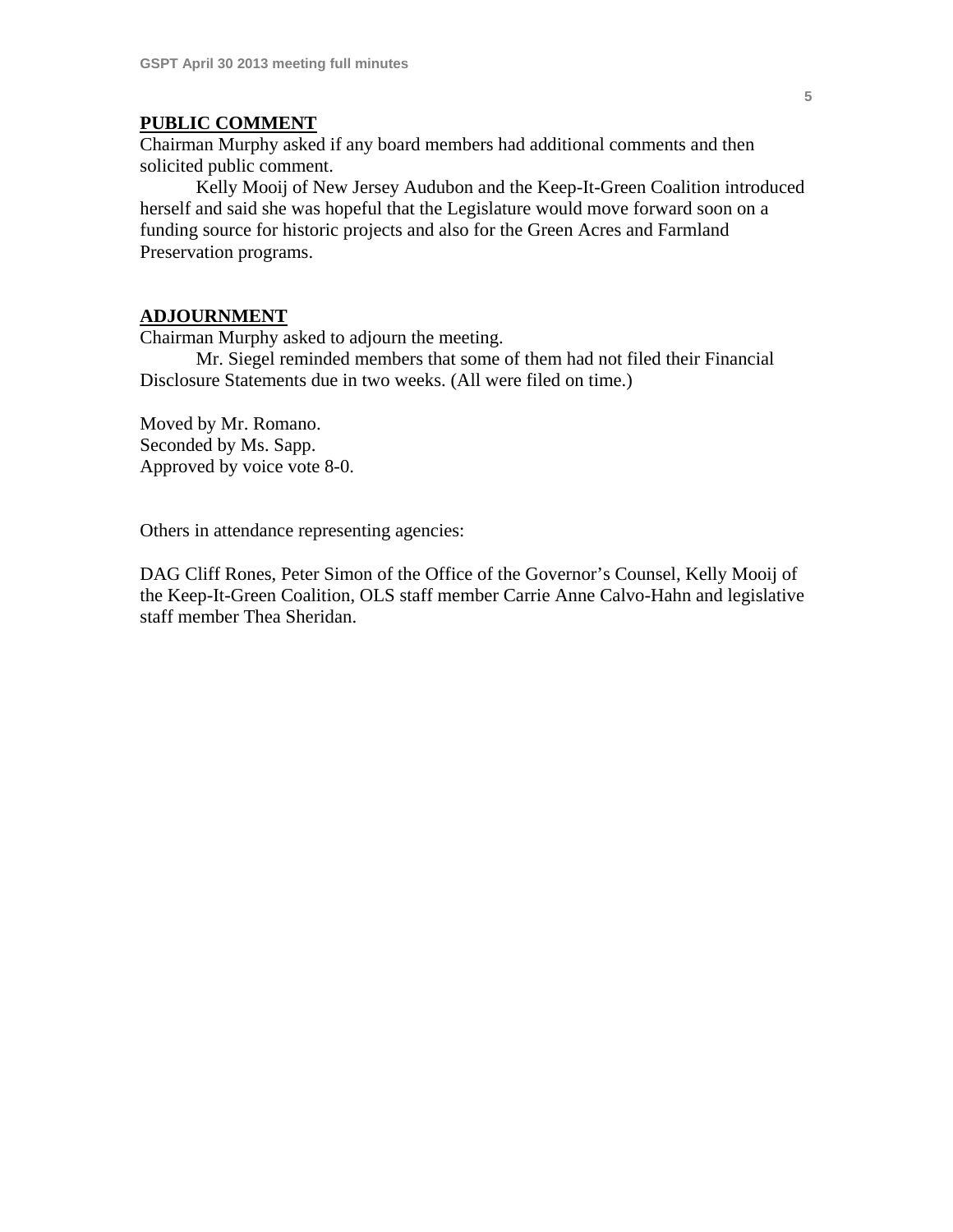## PUBLIC COMMENT

Chairman Murphy asked if any board members had additional comments and then solicited public comment.

Kelly Mooij of New Jersey Audubon and the Keep-It-Green Coalition introduced herself and said she was hopeful that the Legislature would move forward soon on a funding source for historic projects and also for the Green Acres and Farmland Preservation programs.

## ADJOURNMENT

Chairman Murphy asked to adjourn the meeting.

Mr. Siegel reminded members that some of them had not filed their Financial Disclosure Statements due in two weeks. (All were filed on time.)

Moved by Mr. Romano.
Seconded by Ms. Sapp.
Approved by voice vote 8-0.

Others in attendance representing agencies:

DAG Cliff Rones, Peter Simon of the Office of the Governor's Counsel, Kelly Mooij of the Keep-It-Green Coalition, OLS staff member Carrie Anne Calvo-Hahn and legislative staff member Thea Sheridan.